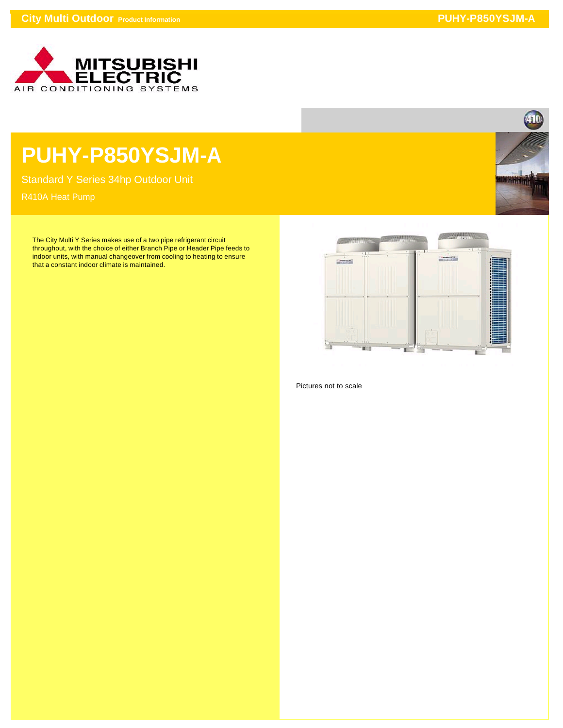# PUHY-P850YSJM-A

Standard Y Series 34hp Outdoor Unit

R410A Heat Pump

The City Multi Y Series makes use of a two pipe refrigerant circuit throughout, with the choice of either Branch Pipe or Header Pipe feeds to indoor units, with manual changeover from cooling to heating to ensure that a constant indoor climate is maintained.

Pictures not to scale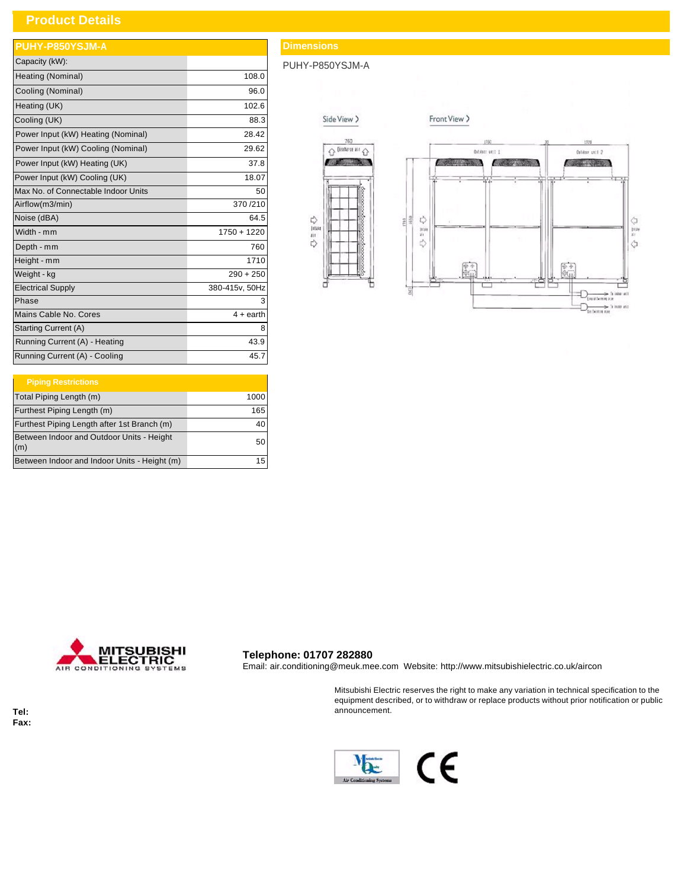## Product Details

| PUHY-P850YSJM-A | |
|---|---|
| Capacity (kW): | |
| Heating (Nominal) | 108.0 |
| Cooling (Nominal) | 96.0 |
| Heating (UK) | 102.6 |
| Cooling (UK) | 88.3 |
| Power Input (kW) Heating (Nominal) | 28.42 |
| Power Input (kW) Cooling (Nominal) | 29.62 |
| Power Input (kW) Heating (UK) | 37.8 |
| Power Input (kW) Cooling (UK) | 18.07 |
| Max No. of Connectable Indoor Units | 50 |
| Airflow(m3/min) | 370 /210 |
| Noise (dBA) | 64.5 |
| Width - mm | 1750 + 1220 |
| Depth - mm | 760 |
| Height - mm | 1710 |
| Weight - kg | 290 + 250 |
| Electrical Supply | 380-415v, 50Hz |
| Phase | 3 |
| Mains Cable No. Cores | 4 + earth |
| Starting Current (A) | 8 |
| Running Current (A) - Heating | 43.9 |
| Running Current (A) - Cooling | 45.7 |

| Piping Restrictions | |
|---|---|
| Total Piping Length (m) | 1000 |
| Furthest Piping Length (m) | 165 |
| Furthest Piping Length after 1st Branch (m) | 40 |
| Between Indoor and Outdoor Units - Height (m) | 50 |
| Between Indoor and Indoor Units - Height (m) | 15 |

### Dimensions

PUHY-P850YSJM-A

Side View

Front View

760

Discharge air

Intake air

1750

30

1220

Outdoor unit 1

Outdoor unit 2

1710

To indoor unit

Liquid twinning pipe

To indoor unit

Gas twinning pipe

**Telephone: 01707 282880**

Email: air.conditioning@meuk.mee.com Website: http://www.mitsubishielectric.co.uk/aircon

Mitsubishi Electric reserves the right to make any variation in technical specification to the equipment described, or to withdraw or replace products without prior notification or public announcement.

**Tel:**

**Fax:**